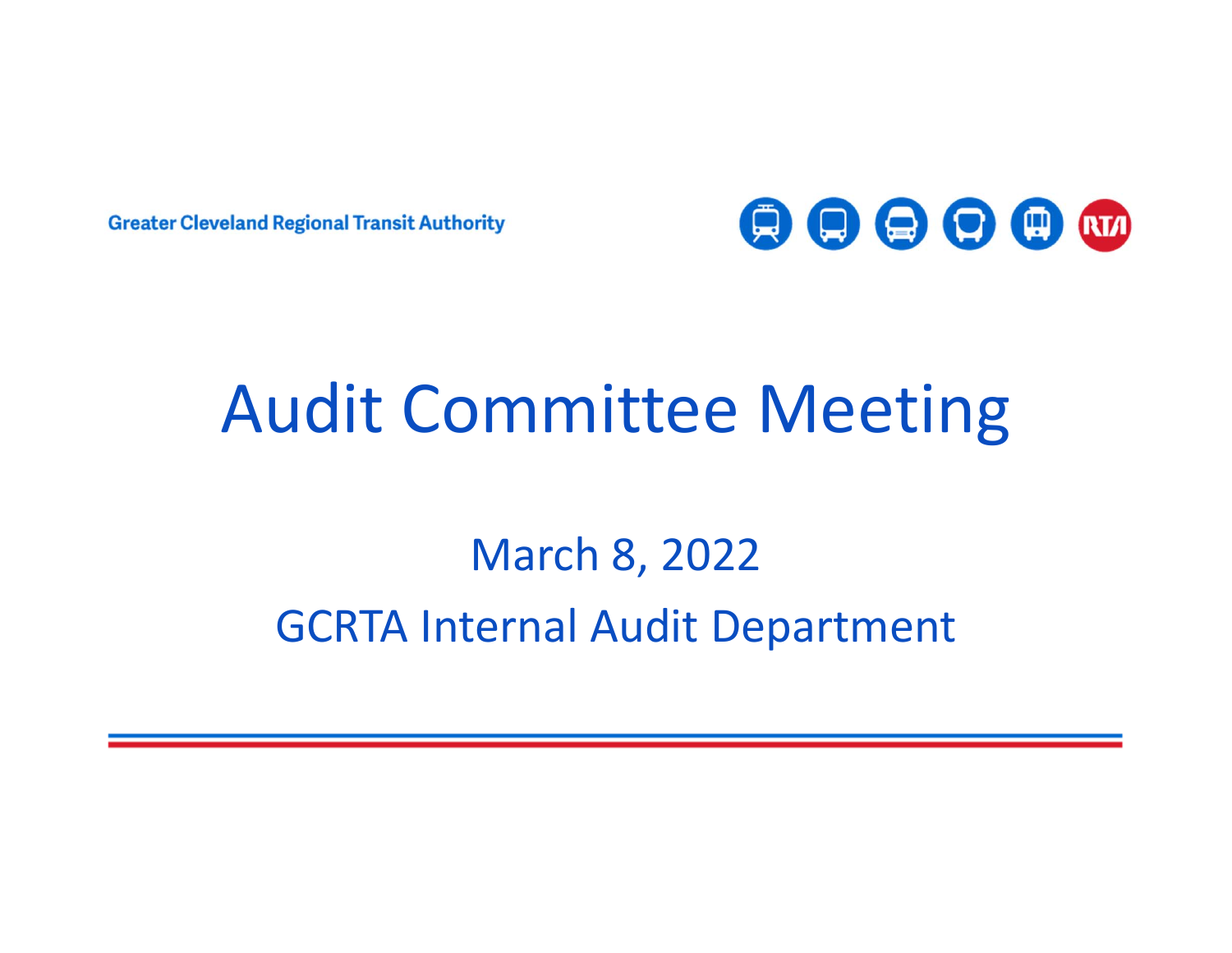Greater Cleveland Regional Transit Authority

# Audit Committee Meeting

March 8, 2022

GCRTA Internal Audit Department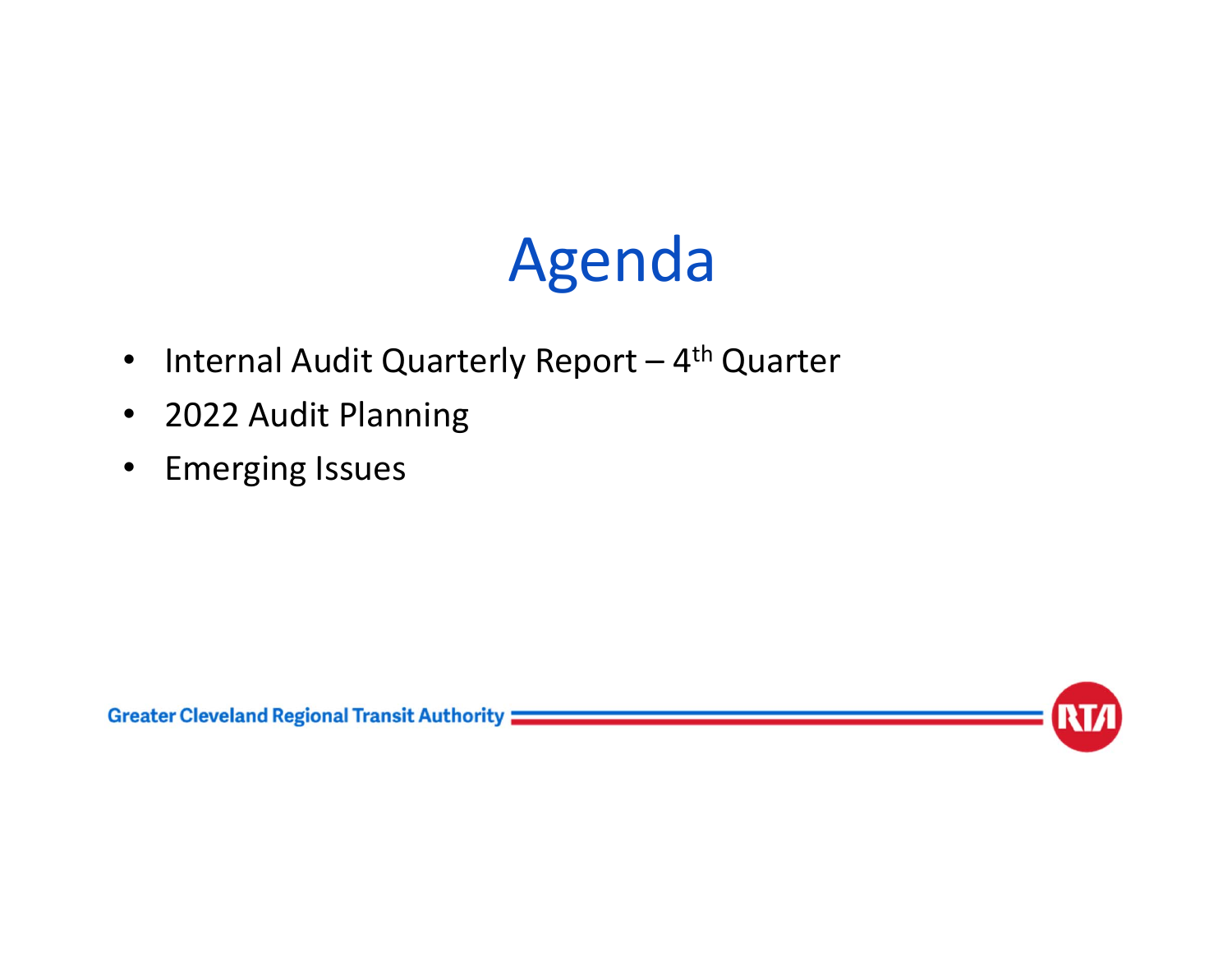# Agenda

- Internal Audit Quarterly Report – 4th Quarter
- 2022 Audit Planning
- Emerging Issues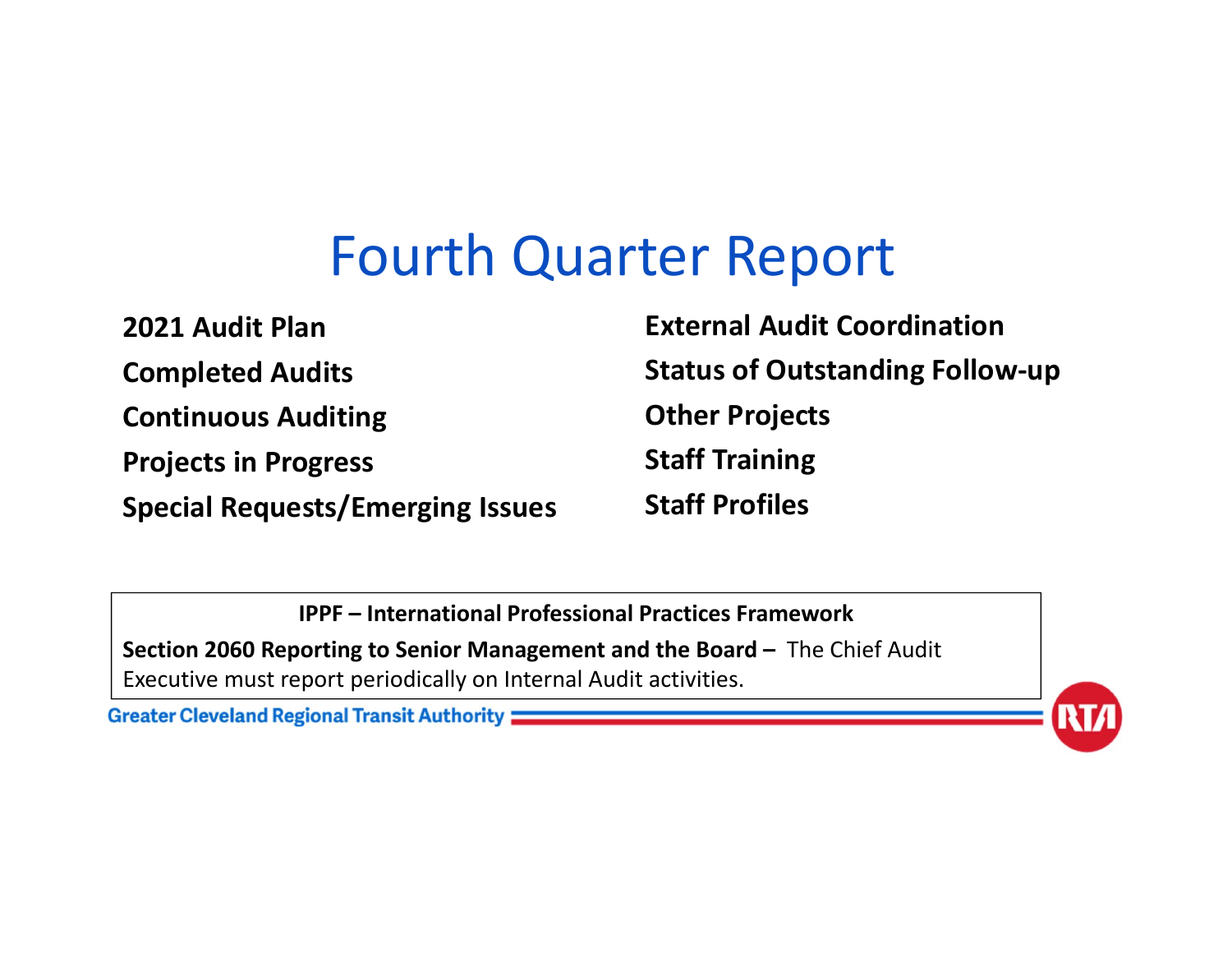# Fourth Quarter Report

**2021 Audit Plan**

**Completed Audits**

**Continuous Auditing**

**Projects in Progress**

**Special Requests/Emerging Issues**

**External Audit Coordination**

**Status of Outstanding Follow-up**

**Other Projects**

**Staff Training**

**Staff Profiles**

**IPPF – International Professional Practices Framework**

**Section 2060 Reporting to Senior Management and the Board –** The Chief Audit Executive must report periodically on Internal Audit activities.

Greater Cleveland Regional Transit Authority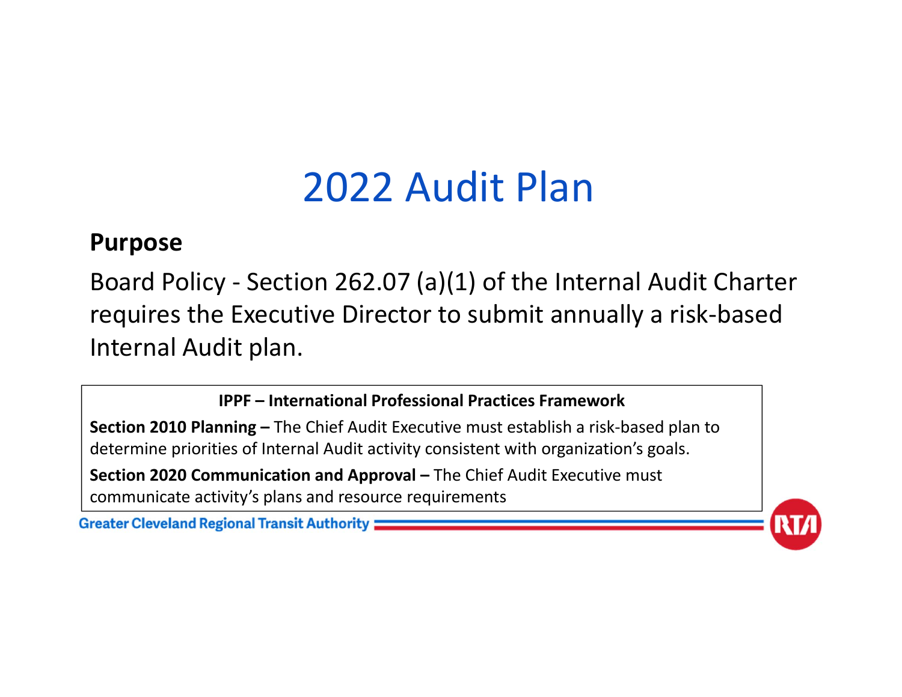# 2022 Audit Plan

**Purpose**

Board Policy - Section 262.07 (a)(1) of the Internal Audit Charter requires the Executive Director to submit annually a risk-based Internal Audit plan.

**IPPF – International Professional Practices Framework**

**Section 2010 Planning –** The Chief Audit Executive must establish a risk-based plan to determine priorities of Internal Audit activity consistent with organization's goals.

**Section 2020 Communication and Approval –** The Chief Audit Executive must communicate activity's plans and resource requirements

Greater Cleveland Regional Transit Authority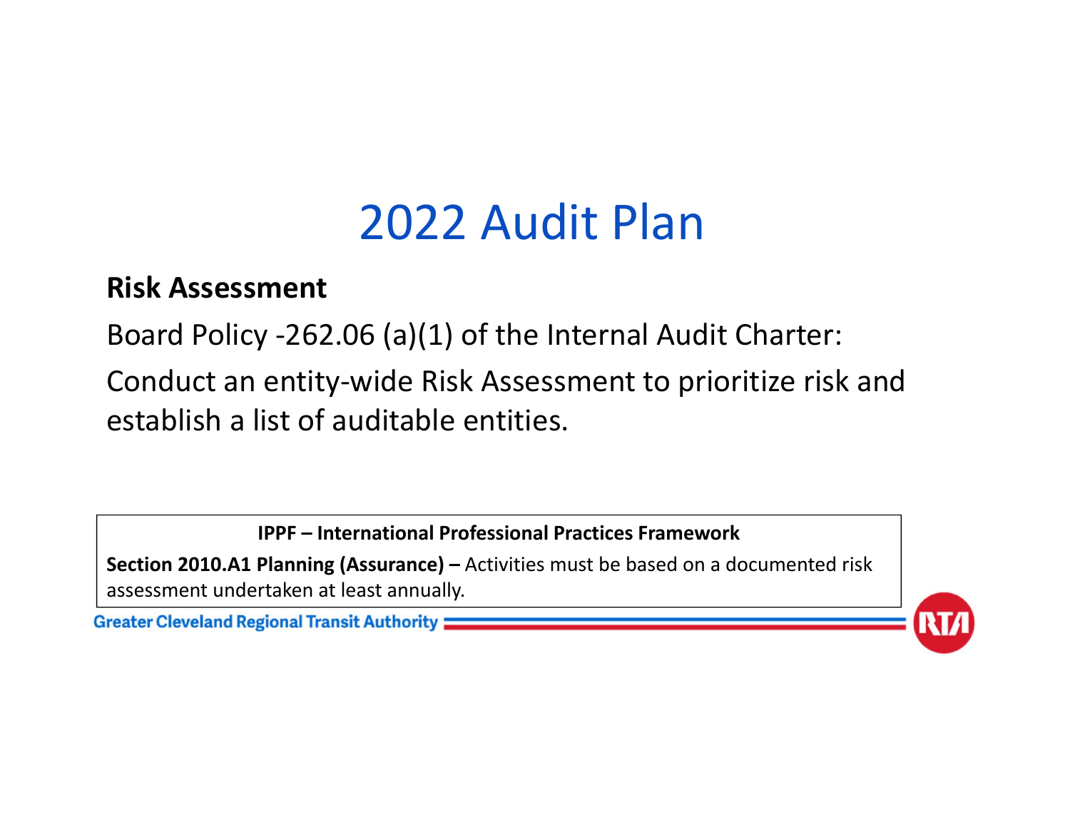# 2022 Audit Plan

**Risk Assessment**

Board Policy -262.06 (a)(1) of the Internal Audit Charter:

Conduct an entity-wide Risk Assessment to prioritize risk and establish a list of auditable entities.

**IPPF – International Professional Practices Framework**

**Section 2010.A1 Planning (Assurance) –** Activities must be based on a documented risk assessment undertaken at least annually.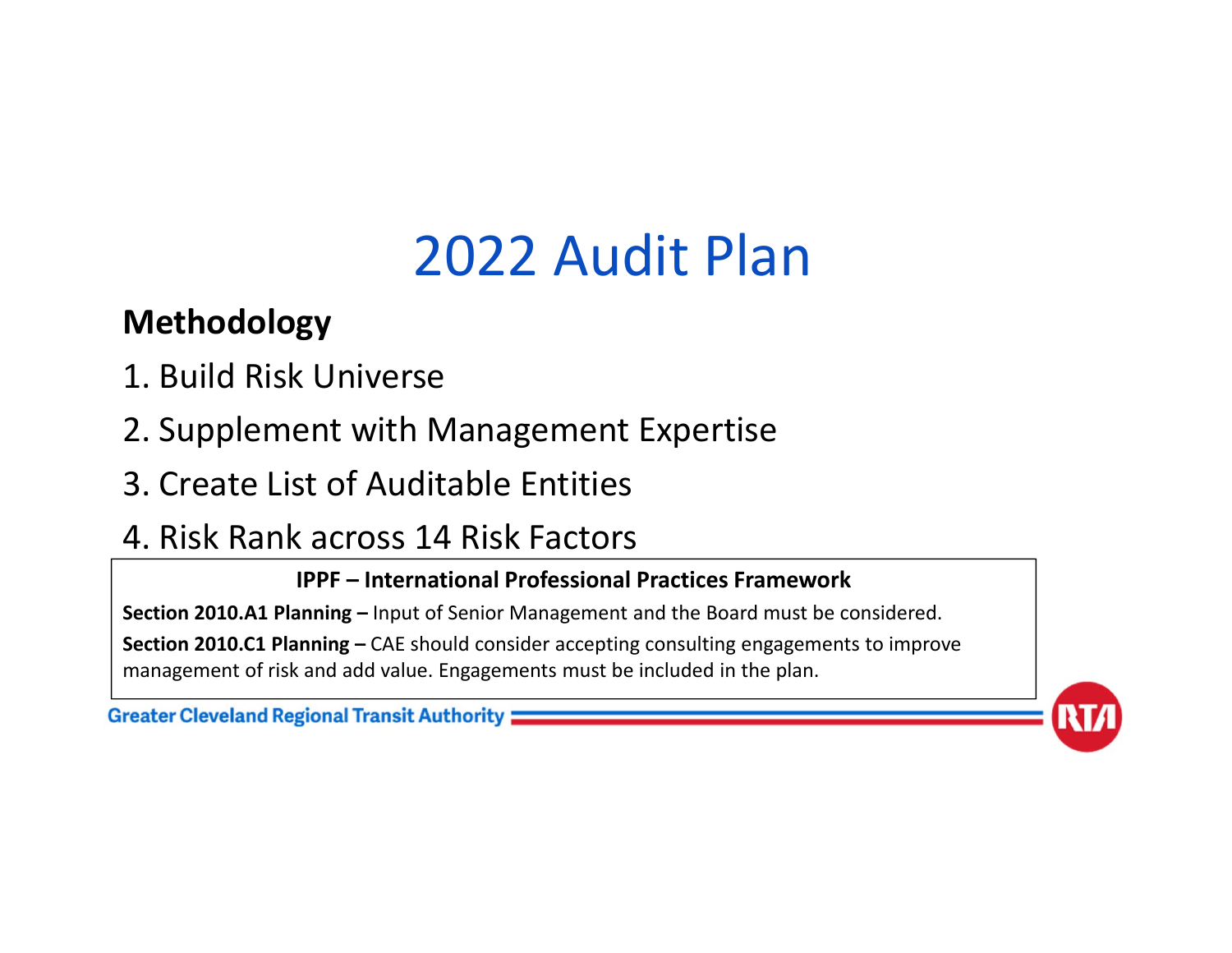# 2022 Audit Plan

**Methodology**

1. Build Risk Universe
2. Supplement with Management Expertise
3. Create List of Auditable Entities
4. Risk Rank across 14 Risk Factors

**IPPF – International Professional Practices Framework**

**Section 2010.A1 Planning –** Input of Senior Management and the Board must be considered.

**Section 2010.C1 Planning –** CAE should consider accepting consulting engagements to improve management of risk and add value. Engagements must be included in the plan.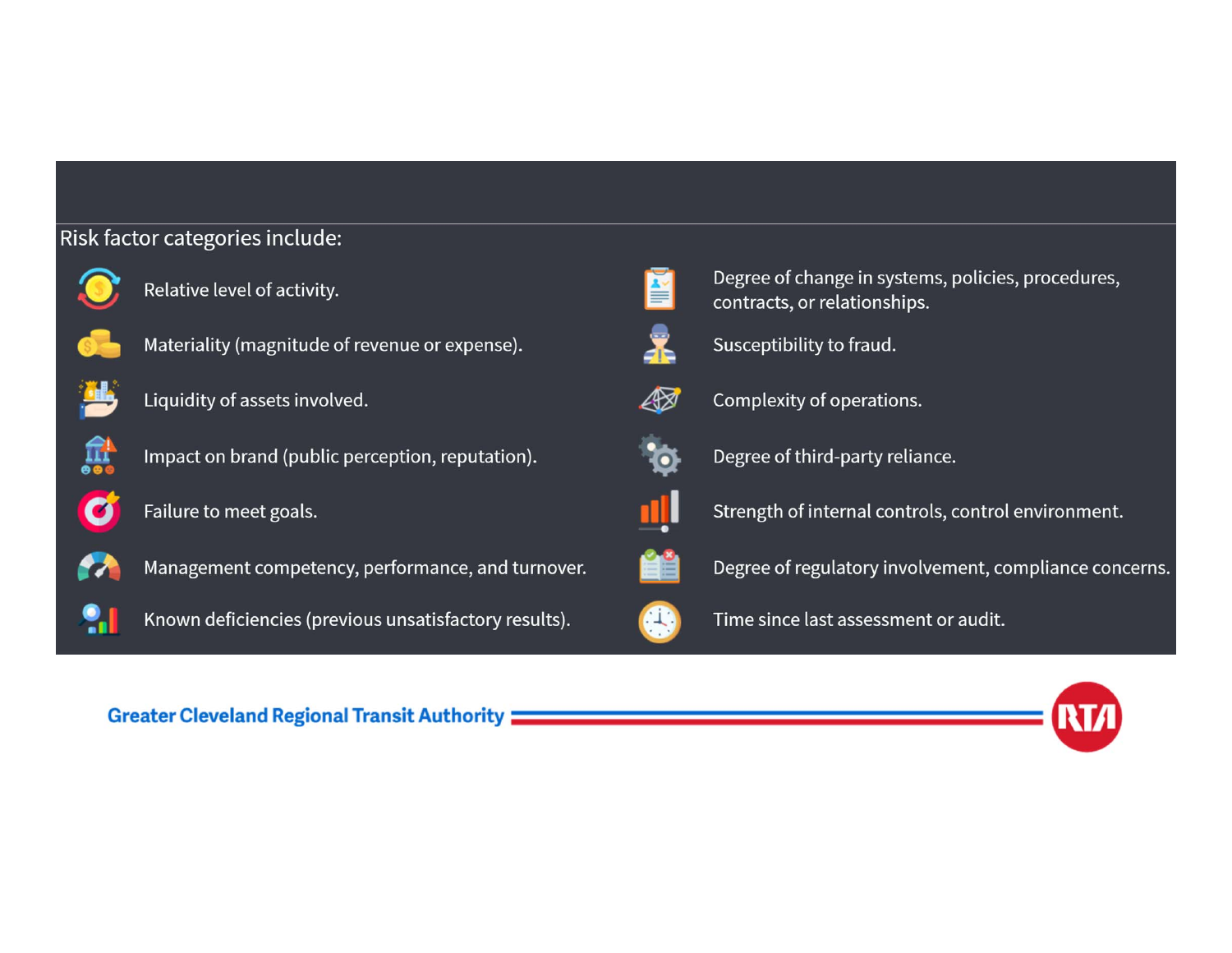Risk factor categories include:

- Relative level of activity.
- Materiality (magnitude of revenue or expense).
- Liquidity of assets involved.
- Impact on brand (public perception, reputation).
- Failure to meet goals.
- Management competency, performance, and turnover.
- Known deficiencies (previous unsatisfactory results).
- Degree of change in systems, policies, procedures, contracts, or relationships.
- Susceptibility to fraud.
- Complexity of operations.
- Degree of third-party reliance.
- Strength of internal controls, control environment.
- Degree of regulatory involvement, compliance concerns.
- Time since last assessment or audit.

Greater Cleveland Regional Transit Authority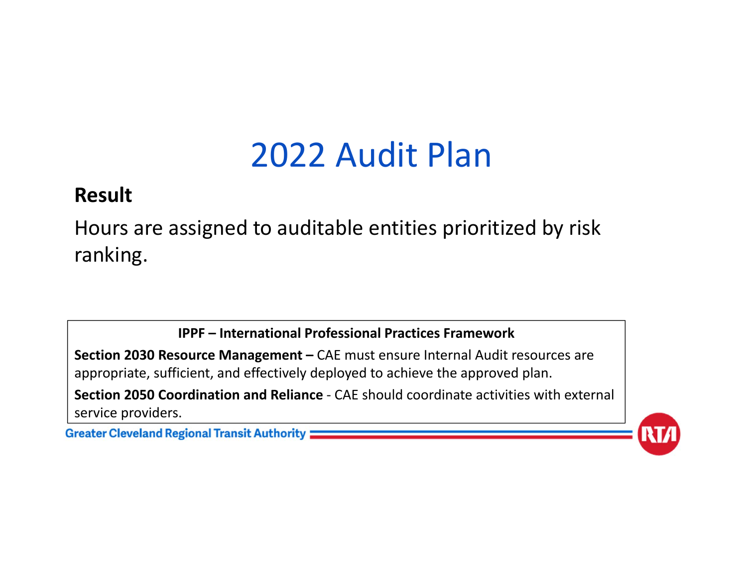# 2022 Audit Plan

**Result**

Hours are assigned to auditable entities prioritized by risk ranking.

**IPPF – International Professional Practices Framework**

**Section 2030 Resource Management –** CAE must ensure Internal Audit resources are appropriate, sufficient, and effectively deployed to achieve the approved plan.

**Section 2050 Coordination and Reliance** - CAE should coordinate activities with external service providers.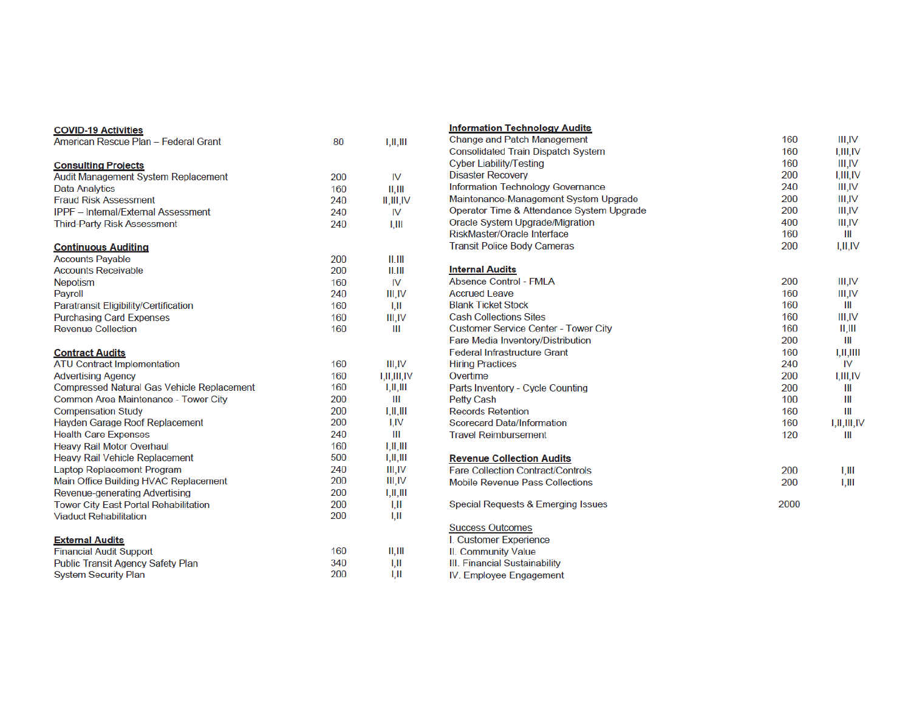**COVID-19 Activities**

| | | |
|---|---|---|
| American Rescue Plan – Federal Grant | 80 | I,II,III |

**Consulting Projects**

| | | |
|---|---|---|
| Audit Management System Replacement | 200 | IV |
| Data Analytics | 160 | II,III |
| Fraud Risk Assessment | 240 | II,III,IV |
| IPPF – Internal/External Assessment | 240 | IV |
| Third-Party Risk Assessment | 240 | I,III |

**Continuous Auditing**

| | | |
|---|---|---|
| Accounts Payable | 200 | II,III |
| Accounts Receivable | 200 | II,III |
| Nepotism | 160 | IV |
| Payroll | 240 | III,IV |
| Paratransit Eligibility/Certification | 160 | I,II |
| Purchasing Card Expenses | 160 | III,IV |
| Revenue Collection | 160 | III |

**Contract Audits**

| | | |
|---|---|---|
| ATU Contract Implementation | 160 | III,IV |
| Advertising Agency | 160 | I,II,III,IV |
| Compressed Natural Gas Vehicle Replacement | 160 | I,II,III |
| Common Area Maintenance - Tower City | 200 | III |
| Compensation Study | 200 | I,II,III |
| Hayden Garage Roof Replacement | 200 | I,IV |
| Health Care Expenses | 240 | III |
| Heavy Rail Motor Overhaul | 160 | I,II,III |
| Heavy Rail Vehicle Replacement | 500 | I,II,III |
| Laptop Replacement Program | 240 | III,IV |
| Main Office Building HVAC Replacement | 200 | III,IV |
| Revenue-generating Advertising | 200 | I,II,III |
| Tower City East Portal Rehabilitation | 200 | I,II |
| Viaduct Rehabilitation | 200 | I,II |

**External Audits**

| | | |
|---|---|---|
| Financial Audit Support | 160 | II,III |
| Public Transit Agency Safety Plan | 340 | I,II |
| System Security Plan | 200 | I,II |

**Information Technology Audits**

| | | |
|---|---|---|
| Change and Patch Management | 160 | III,IV |
| Consolidated Train Dispatch System | 160 | I,III,IV |
| Cyber Liability/Testing | 160 | III,IV |
| Disaster Recovery | 200 | I,III,IV |
| Information Technology Governance | 240 | III,IV |
| Maintenance Management System Upgrade | 200 | III,IV |
| Operator Time & Attendance System Upgrade | 200 | III,IV |
| Oracle System Upgrade/Migration | 400 | III,IV |
| RiskMaster/Oracle Interface | 160 | III |
| Transit Police Body Cameras | 200 | I,II,IV |

**Internal Audits**

| | | |
|---|---|---|
| Absence Control - FMLA | 200 | III,IV |
| Accrued Leave | 160 | III,IV |
| Blank Ticket Stock | 160 | III |
| Cash Collections Sites | 160 | III,IV |
| Customer Service Center - Tower City | 160 | II,III |
| Fare Media Inventory/Distribution | 200 | III |
| Federal Infrastructure Grant | 160 | I,II,IIII |
| Hiring Practices | 240 | IV |
| Overtime | 200 | I,III,IV |
| Parts Inventory - Cycle Counting | 200 | III |
| Petty Cash | 100 | III |
| Records Retention | 160 | III |
| Scorecard Data/Information | 160 | I,II,III,IV |
| Travel Reimbursement | 120 | III |

**Revenue Collection Audits**

| | | |
|---|---|---|
| Fare Collection Contract/Controls | 200 | I,III |
| Mobile Revenue Pass Collections | 200 | I,III |

| | | |
|---|---|---|
| Special Requests & Emerging Issues | 2000 | |

Success Outcomes

I. Customer Experience
II. Community Value
III. Financial Sustainability
IV. Employee Engagement